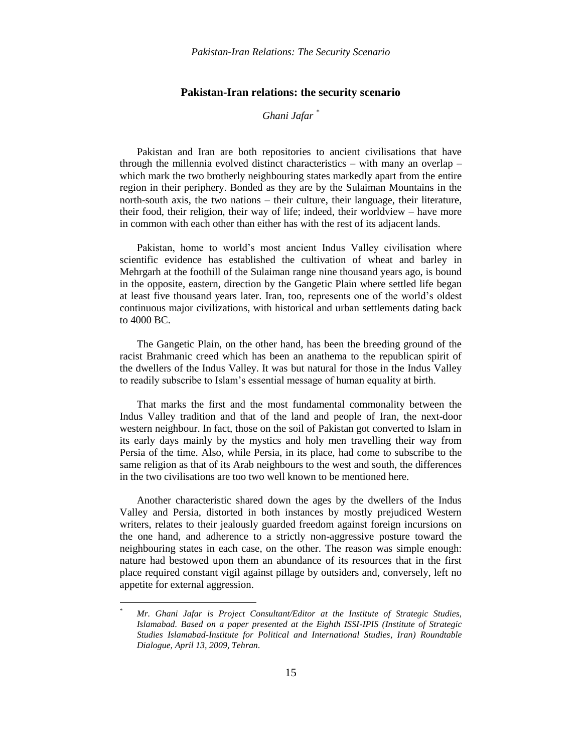## Pakistan-Iran relations: the security scenario

*Ghani Jafar* [*]

Pakistan and Iran are both repositories to ancient civilisations that have through the millennia evolved distinct characteristics – with many an overlap – which mark the two brotherly neighbouring states markedly apart from the entire region in their periphery. Bonded as they are by the Sulaiman Mountains in the north-south axis, the two nations – their culture, their language, their literature, their food, their religion, their way of life; indeed, their worldview – have more in common with each other than either has with the rest of its adjacent lands.

Pakistan, home to world's most ancient Indus Valley civilisation where scientific evidence has established the cultivation of wheat and barley in Mehrgarh at the foothill of the Sulaiman range nine thousand years ago, is bound in the opposite, eastern, direction by the Gangetic Plain where settled life began at least five thousand years later. Iran, too, represents one of the world's oldest continuous major civilizations, with historical and urban settlements dating back to 4000 BC.

The Gangetic Plain, on the other hand, has been the breeding ground of the racist Brahmanic creed which has been an anathema to the republican spirit of the dwellers of the Indus Valley. It was but natural for those in the Indus Valley to readily subscribe to Islam's essential message of human equality at birth.

That marks the first and the most fundamental commonality between the Indus Valley tradition and that of the land and people of Iran, the next-door western neighbour. In fact, those on the soil of Pakistan got converted to Islam in its early days mainly by the mystics and holy men travelling their way from Persia of the time. Also, while Persia, in its place, had come to subscribe to the same religion as that of its Arab neighbours to the west and south, the differences in the two civilisations are too two well known to be mentioned here.

Another characteristic shared down the ages by the dwellers of the Indus Valley and Persia, distorted in both instances by mostly prejudiced Western writers, relates to their jealously guarded freedom against foreign incursions on the one hand, and adherence to a strictly non-aggressive posture toward the neighbouring states in each case, on the other. The reason was simple enough: nature had bestowed upon them an abundance of its resources that in the first place required constant vigil against pillage by outsiders and, conversely, left no appetite for external aggression.

---

[*] *Mr. Ghani Jafar is Project Consultant/Editor at the Institute of Strategic Studies, Islamabad. Based on a paper presented at the Eighth ISSI-IPIS (Institute of Strategic Studies Islamabad-Institute for Political and International Studies, Iran) Roundtable Dialogue, April 13, 2009, Tehran.*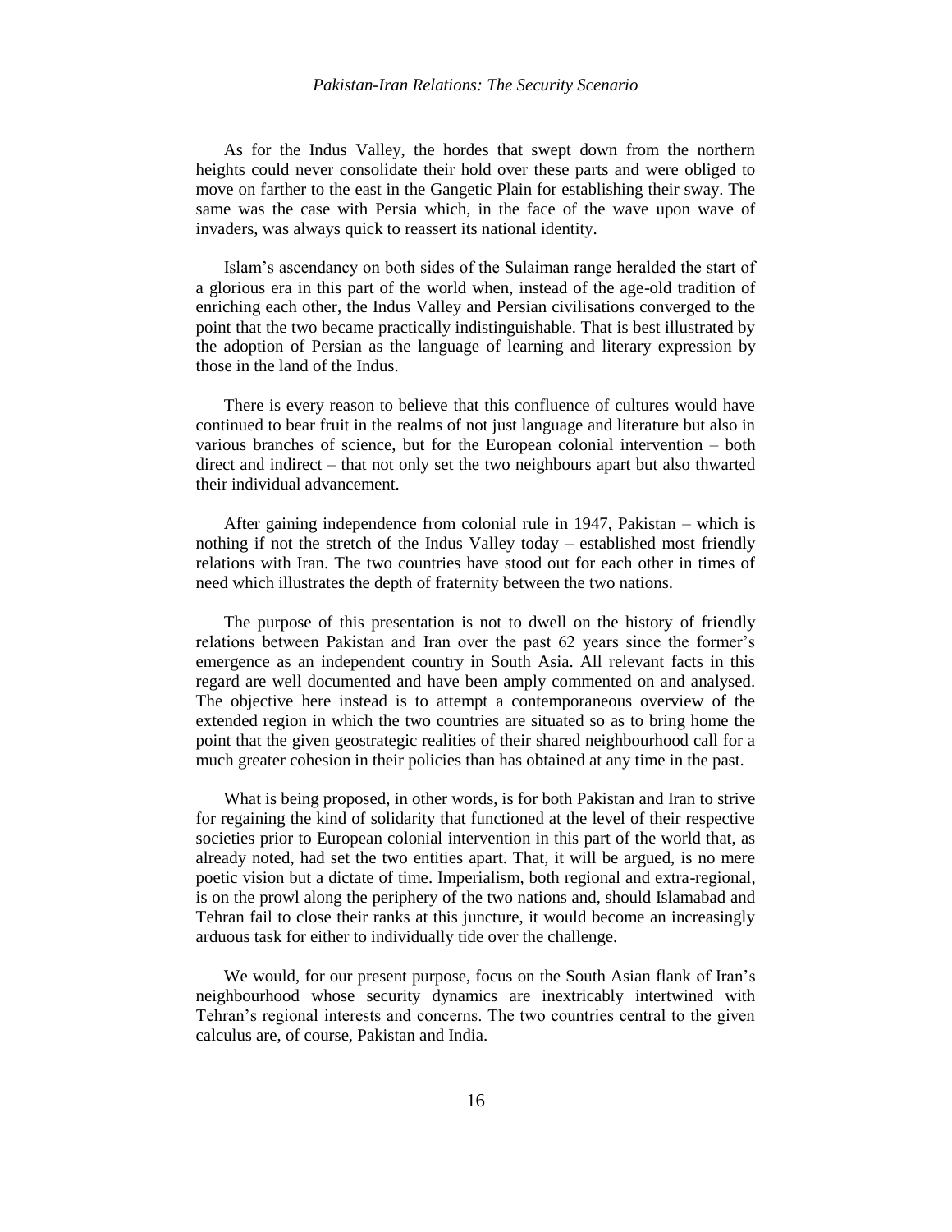As for the Indus Valley, the hordes that swept down from the northern heights could never consolidate their hold over these parts and were obliged to move on farther to the east in the Gangetic Plain for establishing their sway. The same was the case with Persia which, in the face of the wave upon wave of invaders, was always quick to reassert its national identity.

Islam's ascendancy on both sides of the Sulaiman range heralded the start of a glorious era in this part of the world when, instead of the age-old tradition of enriching each other, the Indus Valley and Persian civilisations converged to the point that the two became practically indistinguishable. That is best illustrated by the adoption of Persian as the language of learning and literary expression by those in the land of the Indus.

There is every reason to believe that this confluence of cultures would have continued to bear fruit in the realms of not just language and literature but also in various branches of science, but for the European colonial intervention – both direct and indirect – that not only set the two neighbours apart but also thwarted their individual advancement.

After gaining independence from colonial rule in 1947, Pakistan – which is nothing if not the stretch of the Indus Valley today – established most friendly relations with Iran. The two countries have stood out for each other in times of need which illustrates the depth of fraternity between the two nations.

The purpose of this presentation is not to dwell on the history of friendly relations between Pakistan and Iran over the past 62 years since the former's emergence as an independent country in South Asia. All relevant facts in this regard are well documented and have been amply commented on and analysed. The objective here instead is to attempt a contemporaneous overview of the extended region in which the two countries are situated so as to bring home the point that the given geostrategic realities of their shared neighbourhood call for a much greater cohesion in their policies than has obtained at any time in the past.

What is being proposed, in other words, is for both Pakistan and Iran to strive for regaining the kind of solidarity that functioned at the level of their respective societies prior to European colonial intervention in this part of the world that, as already noted, had set the two entities apart. That, it will be argued, is no mere poetic vision but a dictate of time. Imperialism, both regional and extra-regional, is on the prowl along the periphery of the two nations and, should Islamabad and Tehran fail to close their ranks at this juncture, it would become an increasingly arduous task for either to individually tide over the challenge.

We would, for our present purpose, focus on the South Asian flank of Iran's neighbourhood whose security dynamics are inextricably intertwined with Tehran's regional interests and concerns. The two countries central to the given calculus are, of course, Pakistan and India.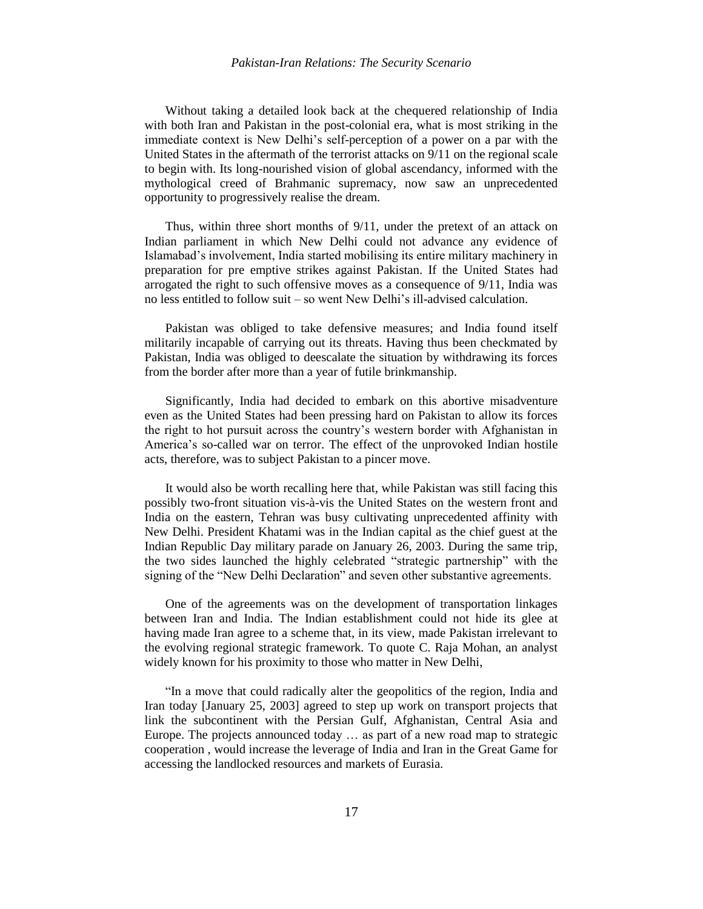Without taking a detailed look back at the chequered relationship of India with both Iran and Pakistan in the post-colonial era, what is most striking in the immediate context is New Delhi's self-perception of a power on a par with the United States in the aftermath of the terrorist attacks on 9/11 on the regional scale to begin with. Its long-nourished vision of global ascendancy, informed with the mythological creed of Brahmanic supremacy, now saw an unprecedented opportunity to progressively realise the dream.

Thus, within three short months of 9/11, under the pretext of an attack on Indian parliament in which New Delhi could not advance any evidence of Islamabad's involvement, India started mobilising its entire military machinery in preparation for pre emptive strikes against Pakistan. If the United States had arrogated the right to such offensive moves as a consequence of 9/11, India was no less entitled to follow suit – so went New Delhi's ill-advised calculation.

Pakistan was obliged to take defensive measures; and India found itself militarily incapable of carrying out its threats. Having thus been checkmated by Pakistan, India was obliged to deescalate the situation by withdrawing its forces from the border after more than a year of futile brinkmanship.

Significantly, India had decided to embark on this abortive misadventure even as the United States had been pressing hard on Pakistan to allow its forces the right to hot pursuit across the country's western border with Afghanistan in America's so-called war on terror. The effect of the unprovoked Indian hostile acts, therefore, was to subject Pakistan to a pincer move.

It would also be worth recalling here that, while Pakistan was still facing this possibly two-front situation vis-à-vis the United States on the western front and India on the eastern, Tehran was busy cultivating unprecedented affinity with New Delhi. President Khatami was in the Indian capital as the chief guest at the Indian Republic Day military parade on January 26, 2003. During the same trip, the two sides launched the highly celebrated "strategic partnership" with the signing of the "New Delhi Declaration" and seven other substantive agreements.

One of the agreements was on the development of transportation linkages between Iran and India. The Indian establishment could not hide its glee at having made Iran agree to a scheme that, in its view, made Pakistan irrelevant to the evolving regional strategic framework. To quote C. Raja Mohan, an analyst widely known for his proximity to those who matter in New Delhi,

"In a move that could radically alter the geopolitics of the region, India and Iran today [January 25, 2003] agreed to step up work on transport projects that link the subcontinent with the Persian Gulf, Afghanistan, Central Asia and Europe. The projects announced today … as part of a new road map to strategic cooperation , would increase the leverage of India and Iran in the Great Game for accessing the landlocked resources and markets of Eurasia.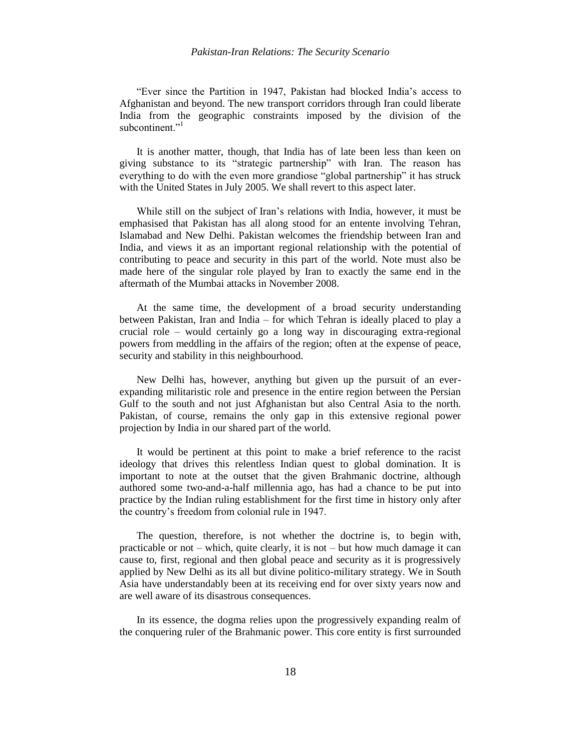"Ever since the Partition in 1947, Pakistan had blocked India's access to Afghanistan and beyond. The new transport corridors through Iran could liberate India from the geographic constraints imposed by the division of the subcontinent."[1]

It is another matter, though, that India has of late been less than keen on giving substance to its "strategic partnership" with Iran. The reason has everything to do with the even more grandiose "global partnership" it has struck with the United States in July 2005. We shall revert to this aspect later.

While still on the subject of Iran's relations with India, however, it must be emphasised that Pakistan has all along stood for an entente involving Tehran, Islamabad and New Delhi. Pakistan welcomes the friendship between Iran and India, and views it as an important regional relationship with the potential of contributing to peace and security in this part of the world. Note must also be made here of the singular role played by Iran to exactly the same end in the aftermath of the Mumbai attacks in November 2008.

At the same time, the development of a broad security understanding between Pakistan, Iran and India – for which Tehran is ideally placed to play a crucial role – would certainly go a long way in discouraging extra-regional powers from meddling in the affairs of the region; often at the expense of peace, security and stability in this neighbourhood.

New Delhi has, however, anything but given up the pursuit of an ever-expanding militaristic role and presence in the entire region between the Persian Gulf to the south and not just Afghanistan but also Central Asia to the north. Pakistan, of course, remains the only gap in this extensive regional power projection by India in our shared part of the world.

It would be pertinent at this point to make a brief reference to the racist ideology that drives this relentless Indian quest to global domination. It is important to note at the outset that the given Brahmanic doctrine, although authored some two-and-a-half millennia ago, has had a chance to be put into practice by the Indian ruling establishment for the first time in history only after the country's freedom from colonial rule in 1947.

The question, therefore, is not whether the doctrine is, to begin with, practicable or not – which, quite clearly, it is not – but how much damage it can cause to, first, regional and then global peace and security as it is progressively applied by New Delhi as its all but divine politico-military strategy. We in South Asia have understandably been at its receiving end for over sixty years now and are well aware of its disastrous consequences.

In its essence, the dogma relies upon the progressively expanding realm of the conquering ruler of the Brahmanic power. This core entity is first surrounded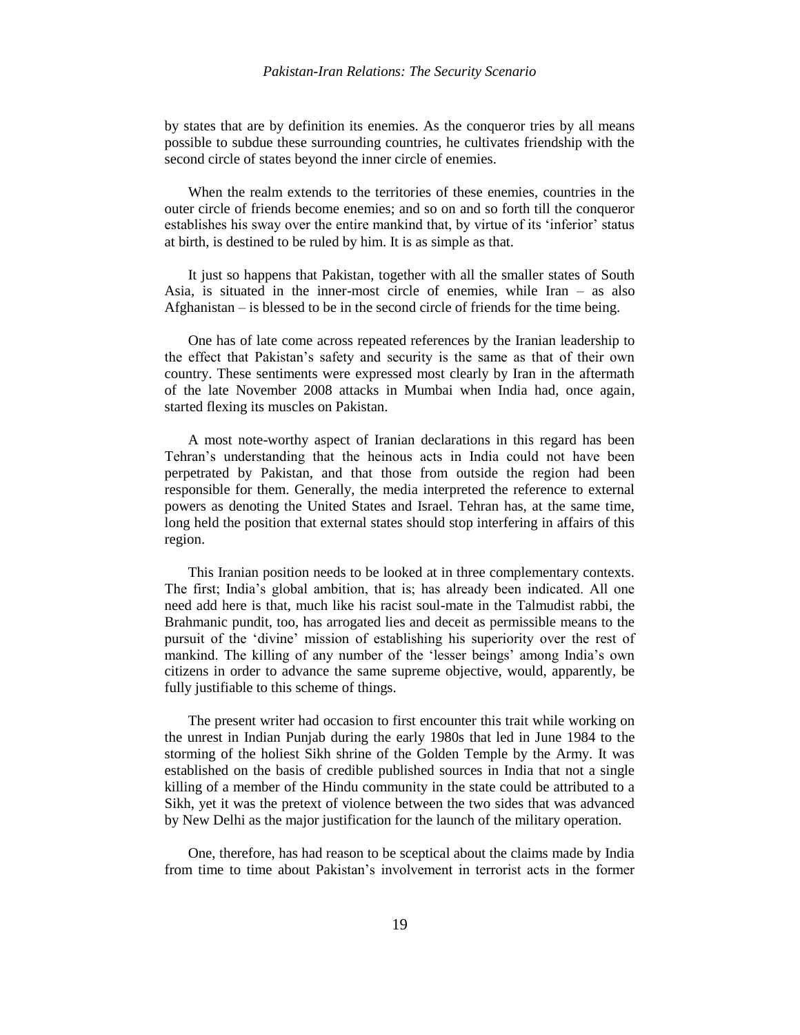by states that are by definition its enemies. As the conqueror tries by all means possible to subdue these surrounding countries, he cultivates friendship with the second circle of states beyond the inner circle of enemies.

When the realm extends to the territories of these enemies, countries in the outer circle of friends become enemies; and so on and so forth till the conqueror establishes his sway over the entire mankind that, by virtue of its 'inferior' status at birth, is destined to be ruled by him. It is as simple as that.

It just so happens that Pakistan, together with all the smaller states of South Asia, is situated in the inner-most circle of enemies, while Iran – as also Afghanistan – is blessed to be in the second circle of friends for the time being.

One has of late come across repeated references by the Iranian leadership to the effect that Pakistan's safety and security is the same as that of their own country. These sentiments were expressed most clearly by Iran in the aftermath of the late November 2008 attacks in Mumbai when India had, once again, started flexing its muscles on Pakistan.

A most note-worthy aspect of Iranian declarations in this regard has been Tehran's understanding that the heinous acts in India could not have been perpetrated by Pakistan, and that those from outside the region had been responsible for them. Generally, the media interpreted the reference to external powers as denoting the United States and Israel. Tehran has, at the same time, long held the position that external states should stop interfering in affairs of this region.

This Iranian position needs to be looked at in three complementary contexts. The first; India's global ambition, that is; has already been indicated. All one need add here is that, much like his racist soul-mate in the Talmudist rabbi, the Brahmanic pundit, too, has arrogated lies and deceit as permissible means to the pursuit of the 'divine' mission of establishing his superiority over the rest of mankind. The killing of any number of the 'lesser beings' among India's own citizens in order to advance the same supreme objective, would, apparently, be fully justifiable to this scheme of things.

The present writer had occasion to first encounter this trait while working on the unrest in Indian Punjab during the early 1980s that led in June 1984 to the storming of the holiest Sikh shrine of the Golden Temple by the Army. It was established on the basis of credible published sources in India that not a single killing of a member of the Hindu community in the state could be attributed to a Sikh, yet it was the pretext of violence between the two sides that was advanced by New Delhi as the major justification for the launch of the military operation.

One, therefore, has had reason to be sceptical about the claims made by India from time to time about Pakistan's involvement in terrorist acts in the former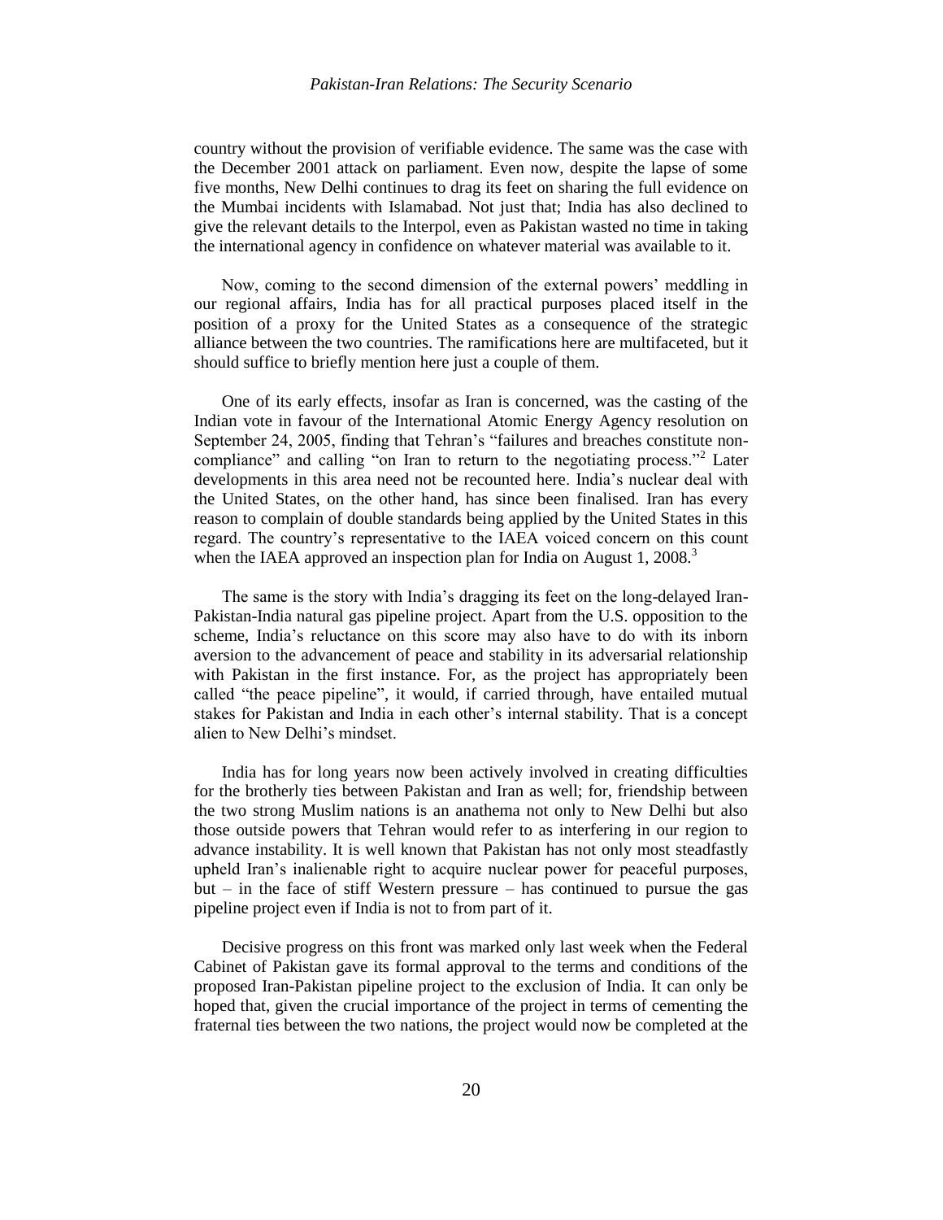country without the provision of verifiable evidence. The same was the case with the December 2001 attack on parliament. Even now, despite the lapse of some five months, New Delhi continues to drag its feet on sharing the full evidence on the Mumbai incidents with Islamabad. Not just that; India has also declined to give the relevant details to the Interpol, even as Pakistan wasted no time in taking the international agency in confidence on whatever material was available to it.

Now, coming to the second dimension of the external powers' meddling in our regional affairs, India has for all practical purposes placed itself in the position of a proxy for the United States as a consequence of the strategic alliance between the two countries. The ramifications here are multifaceted, but it should suffice to briefly mention here just a couple of them.

One of its early effects, insofar as Iran is concerned, was the casting of the Indian vote in favour of the International Atomic Energy Agency resolution on September 24, 2005, finding that Tehran's "failures and breaches constitute non-compliance" and calling "on Iran to return to the negotiating process."[2] Later developments in this area need not be recounted here. India's nuclear deal with the United States, on the other hand, has since been finalised. Iran has every reason to complain of double standards being applied by the United States in this regard. The country's representative to the IAEA voiced concern on this count when the IAEA approved an inspection plan for India on August 1, 2008.[3]

The same is the story with India's dragging its feet on the long-delayed Iran-Pakistan-India natural gas pipeline project. Apart from the U.S. opposition to the scheme, India's reluctance on this score may also have to do with its inborn aversion to the advancement of peace and stability in its adversarial relationship with Pakistan in the first instance. For, as the project has appropriately been called "the peace pipeline", it would, if carried through, have entailed mutual stakes for Pakistan and India in each other's internal stability. That is a concept alien to New Delhi's mindset.

India has for long years now been actively involved in creating difficulties for the brotherly ties between Pakistan and Iran as well; for, friendship between the two strong Muslim nations is an anathema not only to New Delhi but also those outside powers that Tehran would refer to as interfering in our region to advance instability. It is well known that Pakistan has not only most steadfastly upheld Iran's inalienable right to acquire nuclear power for peaceful purposes, but – in the face of stiff Western pressure – has continued to pursue the gas pipeline project even if India is not to from part of it.

Decisive progress on this front was marked only last week when the Federal Cabinet of Pakistan gave its formal approval to the terms and conditions of the proposed Iran-Pakistan pipeline project to the exclusion of India. It can only be hoped that, given the crucial importance of the project in terms of cementing the fraternal ties between the two nations, the project would now be completed at the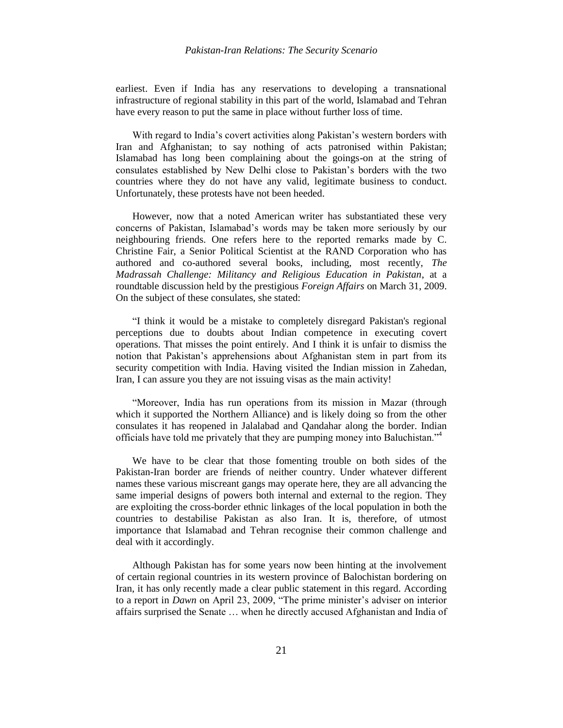earliest. Even if India has any reservations to developing a transnational infrastructure of regional stability in this part of the world, Islamabad and Tehran have every reason to put the same in place without further loss of time.

With regard to India's covert activities along Pakistan's western borders with Iran and Afghanistan; to say nothing of acts patronised within Pakistan; Islamabad has long been complaining about the goings-on at the string of consulates established by New Delhi close to Pakistan's borders with the two countries where they do not have any valid, legitimate business to conduct. Unfortunately, these protests have not been heeded.

However, now that a noted American writer has substantiated these very concerns of Pakistan, Islamabad's words may be taken more seriously by our neighbouring friends. One refers here to the reported remarks made by C. Christine Fair, a Senior Political Scientist at the RAND Corporation who has authored and co-authored several books, including, most recently, *The Madrassah Challenge: Militancy and Religious Education in Pakistan*, at a roundtable discussion held by the prestigious *Foreign Affairs* on March 31, 2009. On the subject of these consulates, she stated:

"I think it would be a mistake to completely disregard Pakistan's regional perceptions due to doubts about Indian competence in executing covert operations. That misses the point entirely. And I think it is unfair to dismiss the notion that Pakistan's apprehensions about Afghanistan stem in part from its security competition with India. Having visited the Indian mission in Zahedan, Iran, I can assure you they are not issuing visas as the main activity!

"Moreover, India has run operations from its mission in Mazar (through which it supported the Northern Alliance) and is likely doing so from the other consulates it has reopened in Jalalabad and Qandahar along the border. Indian officials have told me privately that they are pumping money into Baluchistan."[4]

We have to be clear that those fomenting trouble on both sides of the Pakistan-Iran border are friends of neither country. Under whatever different names these various miscreant gangs may operate here, they are all advancing the same imperial designs of powers both internal and external to the region. They are exploiting the cross-border ethnic linkages of the local population in both the countries to destabilise Pakistan as also Iran. It is, therefore, of utmost importance that Islamabad and Tehran recognise their common challenge and deal with it accordingly.

Although Pakistan has for some years now been hinting at the involvement of certain regional countries in its western province of Balochistan bordering on Iran, it has only recently made a clear public statement in this regard. According to a report in *Dawn* on April 23, 2009, "The prime minister's adviser on interior affairs surprised the Senate … when he directly accused Afghanistan and India of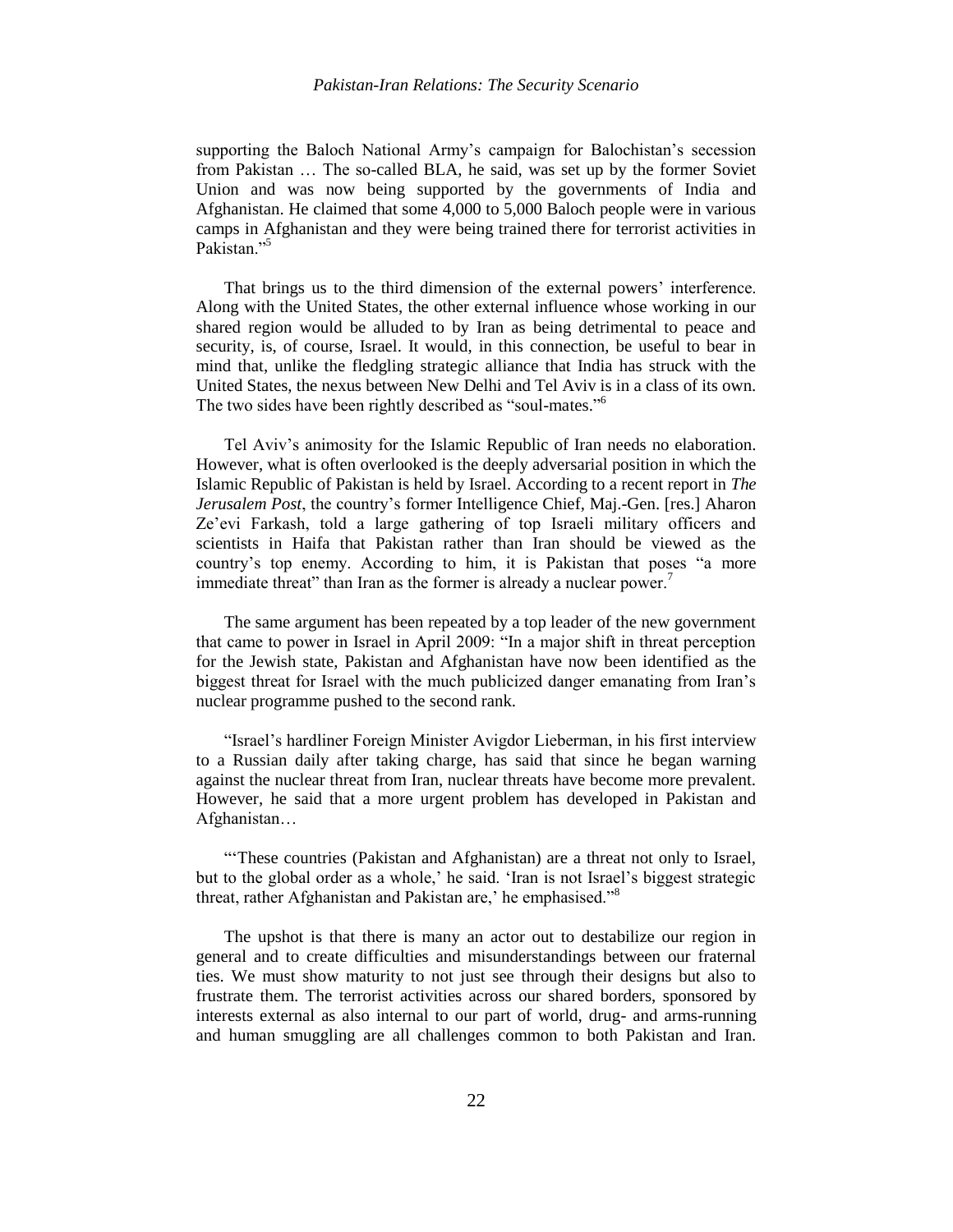supporting the Baloch National Army's campaign for Balochistan's secession from Pakistan … The so-called BLA, he said, was set up by the former Soviet Union and was now being supported by the governments of India and Afghanistan. He claimed that some 4,000 to 5,000 Baloch people were in various camps in Afghanistan and they were being trained there for terrorist activities in Pakistan."[5]

That brings us to the third dimension of the external powers' interference. Along with the United States, the other external influence whose working in our shared region would be alluded to by Iran as being detrimental to peace and security, is, of course, Israel. It would, in this connection, be useful to bear in mind that, unlike the fledgling strategic alliance that India has struck with the United States, the nexus between New Delhi and Tel Aviv is in a class of its own. The two sides have been rightly described as "soul-mates."[6]

Tel Aviv's animosity for the Islamic Republic of Iran needs no elaboration. However, what is often overlooked is the deeply adversarial position in which the Islamic Republic of Pakistan is held by Israel. According to a recent report in *The Jerusalem Post*, the country's former Intelligence Chief, Maj.-Gen. [res.] Aharon Ze'evi Farkash, told a large gathering of top Israeli military officers and scientists in Haifa that Pakistan rather than Iran should be viewed as the country's top enemy. According to him, it is Pakistan that poses "a more immediate threat" than Iran as the former is already a nuclear power.[7]

The same argument has been repeated by a top leader of the new government that came to power in Israel in April 2009: "In a major shift in threat perception for the Jewish state, Pakistan and Afghanistan have now been identified as the biggest threat for Israel with the much publicized danger emanating from Iran's nuclear programme pushed to the second rank.

"Israel's hardliner Foreign Minister Avigdor Lieberman, in his first interview to a Russian daily after taking charge, has said that since he began warning against the nuclear threat from Iran, nuclear threats have become more prevalent. However, he said that a more urgent problem has developed in Pakistan and Afghanistan…

"'These countries (Pakistan and Afghanistan) are a threat not only to Israel, but to the global order as a whole,' he said. 'Iran is not Israel's biggest strategic threat, rather Afghanistan and Pakistan are,' he emphasised."[8]

The upshot is that there is many an actor out to destabilize our region in general and to create difficulties and misunderstandings between our fraternal ties. We must show maturity to not just see through their designs but also to frustrate them. The terrorist activities across our shared borders, sponsored by interests external as also internal to our part of world, drug- and arms-running and human smuggling are all challenges common to both Pakistan and Iran.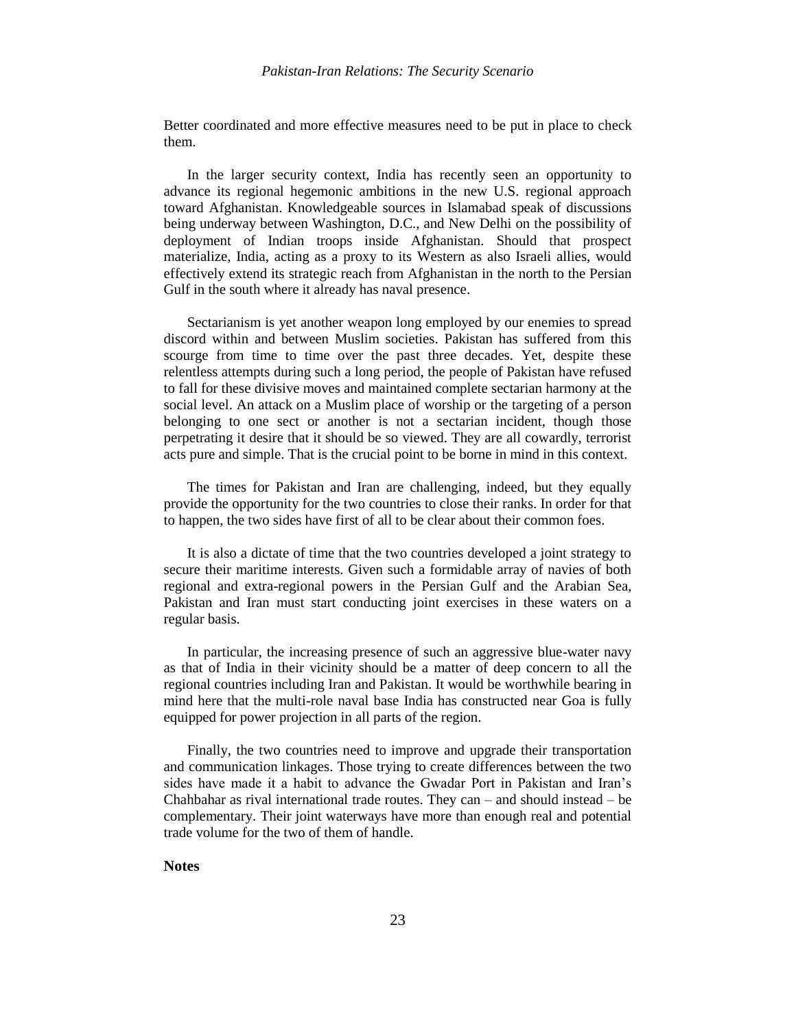Better coordinated and more effective measures need to be put in place to check them.

In the larger security context, India has recently seen an opportunity to advance its regional hegemonic ambitions in the new U.S. regional approach toward Afghanistan. Knowledgeable sources in Islamabad speak of discussions being underway between Washington, D.C., and New Delhi on the possibility of deployment of Indian troops inside Afghanistan. Should that prospect materialize, India, acting as a proxy to its Western as also Israeli allies, would effectively extend its strategic reach from Afghanistan in the north to the Persian Gulf in the south where it already has naval presence.

Sectarianism is yet another weapon long employed by our enemies to spread discord within and between Muslim societies. Pakistan has suffered from this scourge from time to time over the past three decades. Yet, despite these relentless attempts during such a long period, the people of Pakistan have refused to fall for these divisive moves and maintained complete sectarian harmony at the social level. An attack on a Muslim place of worship or the targeting of a person belonging to one sect or another is not a sectarian incident, though those perpetrating it desire that it should be so viewed. They are all cowardly, terrorist acts pure and simple. That is the crucial point to be borne in mind in this context.

The times for Pakistan and Iran are challenging, indeed, but they equally provide the opportunity for the two countries to close their ranks. In order for that to happen, the two sides have first of all to be clear about their common foes.

It is also a dictate of time that the two countries developed a joint strategy to secure their maritime interests. Given such a formidable array of navies of both regional and extra-regional powers in the Persian Gulf and the Arabian Sea, Pakistan and Iran must start conducting joint exercises in these waters on a regular basis.

In particular, the increasing presence of such an aggressive blue-water navy as that of India in their vicinity should be a matter of deep concern to all the regional countries including Iran and Pakistan. It would be worthwhile bearing in mind here that the multi-role naval base India has constructed near Goa is fully equipped for power projection in all parts of the region.

Finally, the two countries need to improve and upgrade their transportation and communication linkages. Those trying to create differences between the two sides have made it a habit to advance the Gwadar Port in Pakistan and Iran's Chahbahar as rival international trade routes. They can – and should instead – be complementary. Their joint waterways have more than enough real and potential trade volume for the two of them of handle.

**Notes**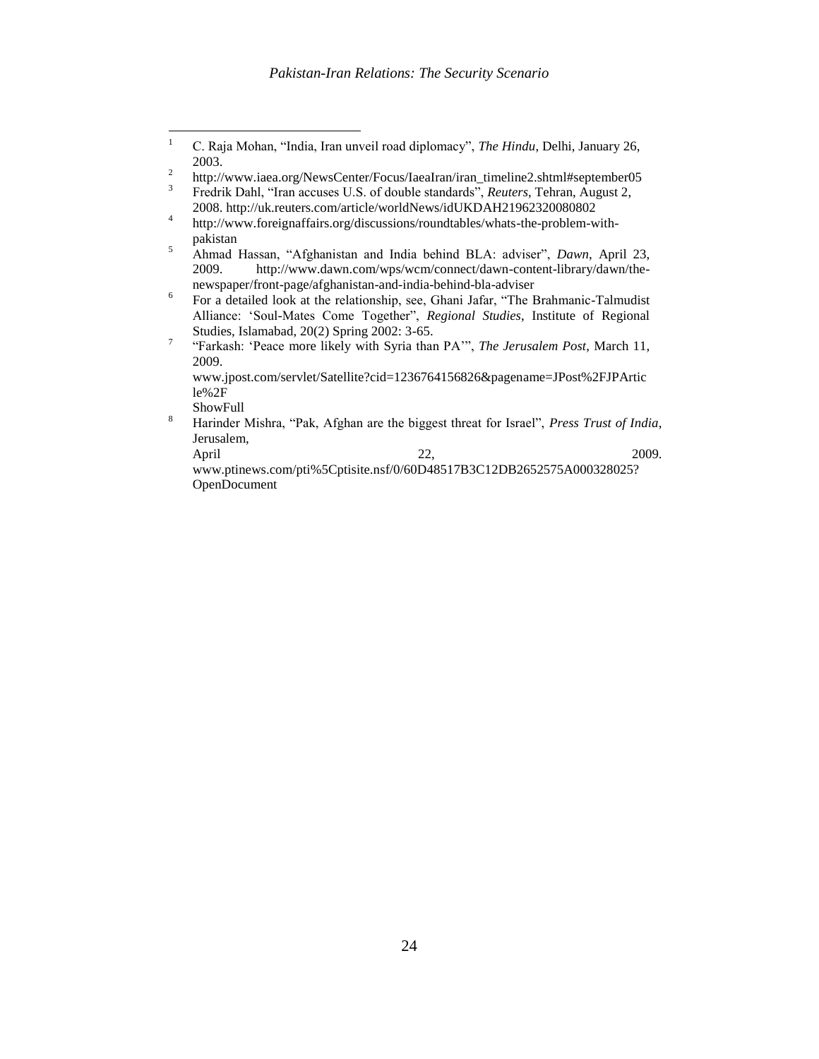[1] C. Raja Mohan, "India, Iran unveil road diplomacy", *The Hindu*, Delhi, January 26, 2003.

[2] http://www.iaea.org/NewsCenter/Focus/IaeaIran/iran_timeline2.shtml#september05

[3] Fredrik Dahl, "Iran accuses U.S. of double standards", *Reuters*, Tehran, August 2, 2008. http://uk.reuters.com/article/worldNews/idUKDAH21962320080802

[4] http://www.foreignaffairs.org/discussions/roundtables/whats-the-problem-with-pakistan

[5] Ahmad Hassan, "Afghanistan and India behind BLA: adviser", *Dawn*, April 23, 2009. http://www.dawn.com/wps/wcm/connect/dawn-content-library/dawn/the-newspaper/front-page/afghanistan-and-india-behind-bla-adviser

[6] For a detailed look at the relationship, see, Ghani Jafar, "The Brahmanic-Talmudist Alliance: 'Soul-Mates Come Together", *Regional Studies*, Institute of Regional Studies, Islamabad, 20(2) Spring 2002: 3-65.

[7] "Farkash: 'Peace more likely with Syria than PA'", *The Jerusalem Post*, March 11, 2009. www.jpost.com/servlet/Satellite?cid=1236764156826&pagename=JPost%2FJPArticle%2FShowFull

[8] Harinder Mishra, "Pak, Afghan are the biggest threat for Israel", *Press Trust of India*, Jerusalem, April 22, 2009. www.ptinews.com/pti%5Cptisite.nsf/0/60D48517B3C12DB2652575A000328025?OpenDocument